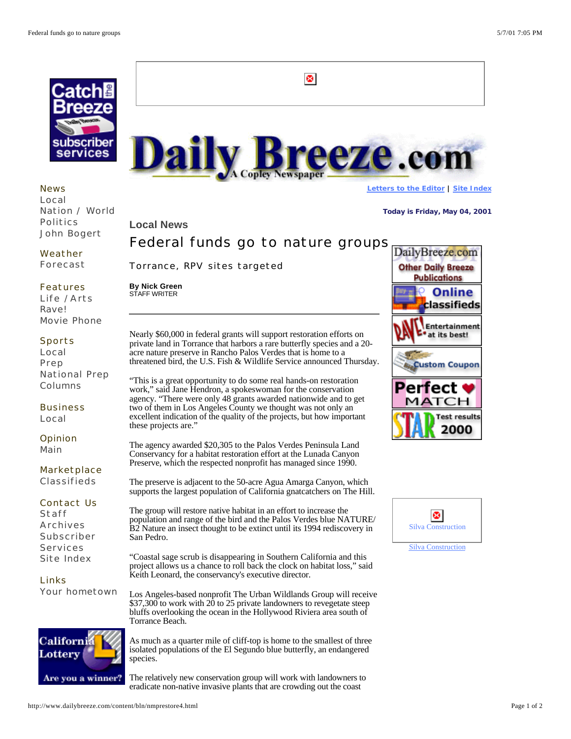Letters to the Editor | Site Index

Today is Friday, May 04, 2001

## Local News

# Federal funds go to nature groups

### Torrance, RPV sites targeted

**By Nick Green**
STAFF WRITER

Nearly $60,000 in federal grants will support restoration efforts on private land in Torrance that harbors a rare butterfly species and a 20-acre nature preserve in Rancho Palos Verdes that is home to a threatened bird, the U.S. Fish & Wildlife Service announced Thursday.

"This is a great opportunity to do some real hands-on restoration work," said Jane Hendron, a spokeswoman for the conservation agency. "There were only 48 grants awarded nationwide and to get two of them in Los Angeles County we thought was not only an excellent indication of the quality of the projects, but how important these projects are."

The agency awarded $20,305 to the Palos Verdes Peninsula Land Conservancy for a habitat restoration effort at the Lunada Canyon Preserve, which the respected nonprofit has managed since 1990.

The preserve is adjacent to the 50-acre Agua Amarga Canyon, which supports the largest population of California gnatcatchers on The Hill.

The group will restore native habitat in an effort to increase the population and range of the bird and the Palos Verdes blue NATURE/ B2 Nature an insect thought to be extinct until its 1994 rediscovery in San Pedro.

"Coastal sage scrub is disappearing in Southern California and this project allows us a chance to roll back the clock on habitat loss," said Keith Leonard, the conservancy's executive director.

Los Angeles-based nonprofit The Urban Wildlands Group will receive $37,300 to work with 20 to 25 private landowners to revegetate steep bluffs overlooking the ocean in the Hollywood Riviera area south of Torrance Beach.

As much as a quarter mile of cliff-top is home to the smallest of three isolated populations of the El Segundo blue butterfly, an endangered species.

The relatively new conservation group will work with landowners to eradicate non-native invasive plants that are crowding out the coast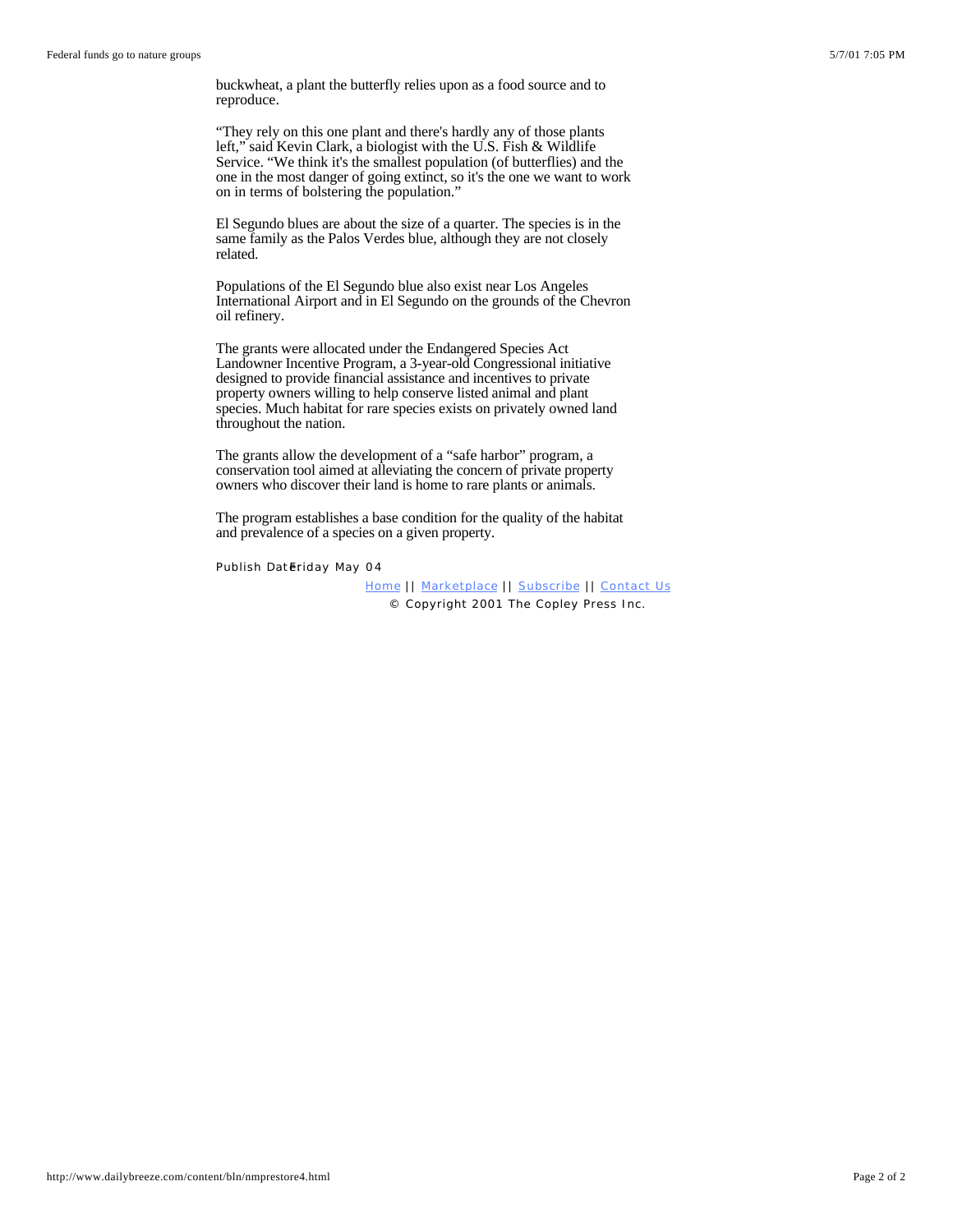buckwheat, a plant the butterfly relies upon as a food source and to reproduce.

“They rely on this one plant and there's hardly any of those plants left,” said Kevin Clark, a biologist with the U.S. Fish & Wildlife Service. “We think it's the smallest population (of butterflies) and the one in the most danger of going extinct, so it's the one we want to work on in terms of bolstering the population.”

El Segundo blues are about the size of a quarter. The species is in the same family as the Palos Verdes blue, although they are not closely related.

Populations of the El Segundo blue also exist near Los Angeles International Airport and in El Segundo on the grounds of the Chevron oil refinery.

The grants were allocated under the Endangered Species Act Landowner Incentive Program, a 3-year-old Congressional initiative designed to provide financial assistance and incentives to private property owners willing to help conserve listed animal and plant species. Much habitat for rare species exists on privately owned land throughout the nation.

The grants allow the development of a “safe harbor” program, a conservation tool aimed at alleviating the concern of private property owners who discover their land is home to rare plants or animals.

The program establishes a base condition for the quality of the habitat and prevalence of a species on a given property.

Publish Date: Friday May 04

Home || Marketplace || Subscribe || Contact Us

© Copyright 2001 The Copley Press Inc.